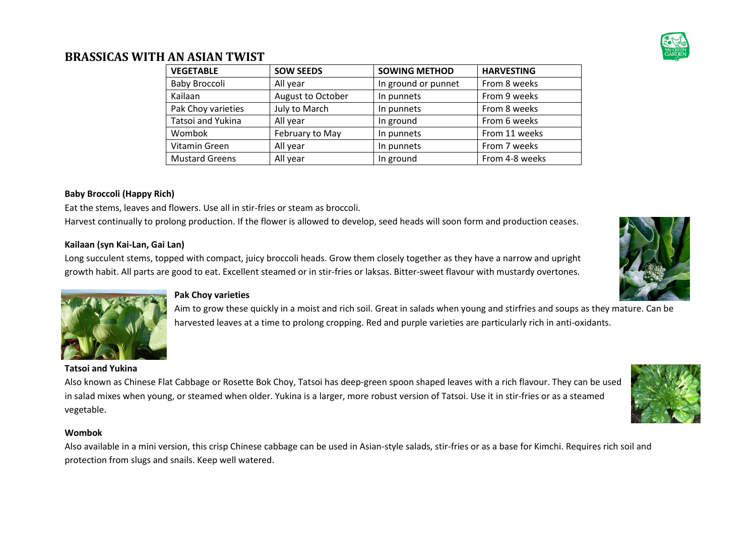# BRASSICAS WITH AN ASIAN TWIST

| VEGETABLE | SOW SEEDS | SOWING METHOD | HARVESTING |
|---|---|---|---|
| Baby Broccoli | All year | In ground or punnet | From 8 weeks |
| Kailaan | August to October | In punnets | From 9 weeks |
| Pak Choy varieties | July to March | In punnets | From 8 weeks |
| Tatsoi and Yukina | All year | In ground | From 6 weeks |
| Wombok | February to May | In punnets | From 11 weeks |
| Vitamin Green | All year | In punnets | From 7 weeks |
| Mustard Greens | All year | In ground | From 4-8 weeks |

**Baby Broccoli (Happy Rich)**

Eat the stems, leaves and flowers. Use all in stir-fries or steam as broccoli.

Harvest continually to prolong production. If the flower is allowed to develop, seed heads will soon form and production ceases.

**Kailaan (syn Kai-Lan, Gai Lan)**

Long succulent stems, topped with compact, juicy broccoli heads. Grow them closely together as they have a narrow and upright growth habit. All parts are good to eat. Excellent steamed or in stir-fries or laksas. Bitter-sweet flavour with mustardy overtones.

**Pak Choy varieties**

Aim to grow these quickly in a moist and rich soil. Great in salads when young and stirfries and soups as they mature. Can be harvested leaves at a time to prolong cropping. Red and purple varieties are particularly rich in anti-oxidants.

**Tatsoi and Yukina**

Also known as Chinese Flat Cabbage or Rosette Bok Choy, Tatsoi has deep-green spoon shaped leaves with a rich flavour. They can be used in salad mixes when young, or steamed when older. Yukina is a larger, more robust version of Tatsoi. Use it in stir-fries or as a steamed vegetable.

**Wombok**

Also available in a mini version, this crisp Chinese cabbage can be used in Asian-style salads, stir-fries or as a base for Kimchi. Requires rich soil and protection from slugs and snails. Keep well watered.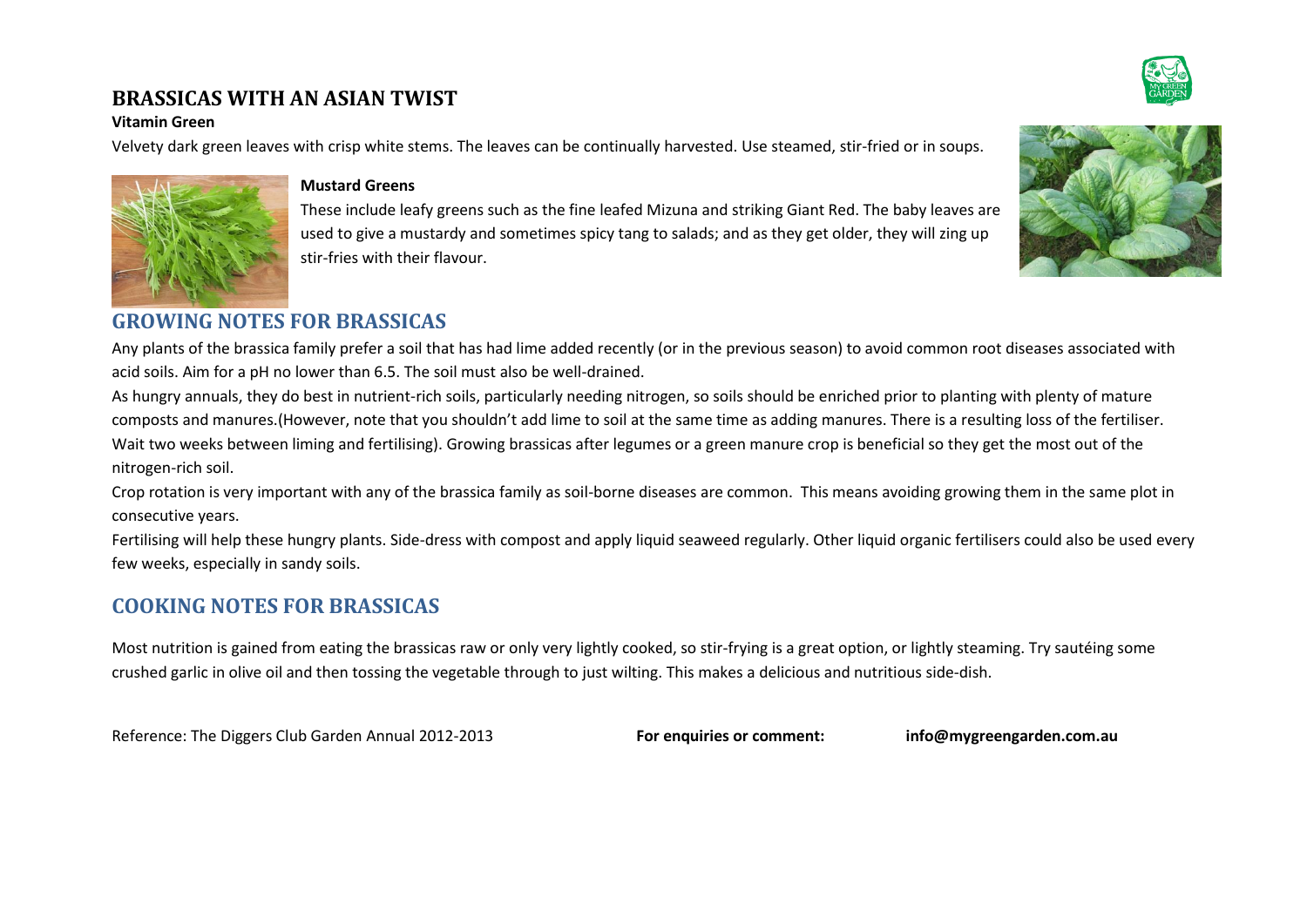## BRASSICAS WITH AN ASIAN TWIST

**Vitamin Green**

Velvety dark green leaves with crisp white stems. The leaves can be continually harvested. Use steamed, stir-fried or in soups.

**Mustard Greens**

These include leafy greens such as the fine leafed Mizuna and striking Giant Red. The baby leaves are used to give a mustardy and sometimes spicy tang to salads; and as they get older, they will zing up stir-fries with their flavour.

## GROWING NOTES FOR BRASSICAS

Any plants of the brassica family prefer a soil that has had lime added recently (or in the previous season) to avoid common root diseases associated with acid soils. Aim for a pH no lower than 6.5. The soil must also be well-drained.

As hungry annuals, they do best in nutrient-rich soils, particularly needing nitrogen, so soils should be enriched prior to planting with plenty of mature composts and manures.(However, note that you shouldn't add lime to soil at the same time as adding manures. There is a resulting loss of the fertiliser. Wait two weeks between liming and fertilising). Growing brassicas after legumes or a green manure crop is beneficial so they get the most out of the nitrogen-rich soil.

Crop rotation is very important with any of the brassica family as soil-borne diseases are common. This means avoiding growing them in the same plot in consecutive years.

Fertilising will help these hungry plants. Side-dress with compost and apply liquid seaweed regularly. Other liquid organic fertilisers could also be used every few weeks, especially in sandy soils.

## COOKING NOTES FOR BRASSICAS

Most nutrition is gained from eating the brassicas raw or only very lightly cooked, so stir-frying is a great option, or lightly steaming. Try sautéing some crushed garlic in olive oil and then tossing the vegetable through to just wilting. This makes a delicious and nutritious side-dish.

Reference: The Diggers Club Garden Annual 2012-2013 **For enquiries or comment:** **info@mygreengarden.com.au**